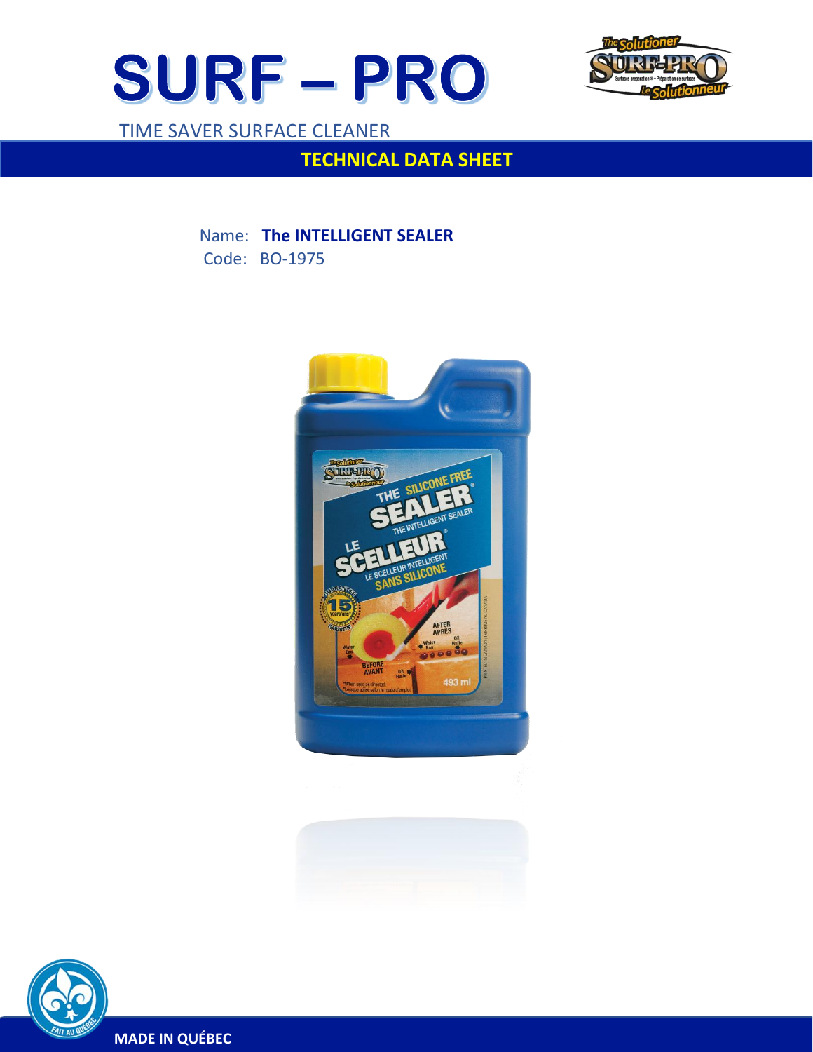# SURF – PRO

TIME SAVER SURFACE CLEANER

## TECHNICAL DATA SHEET

Name: **The INTELLIGENT SEALER**
Code: BO-1975

MADE IN QUÉBEC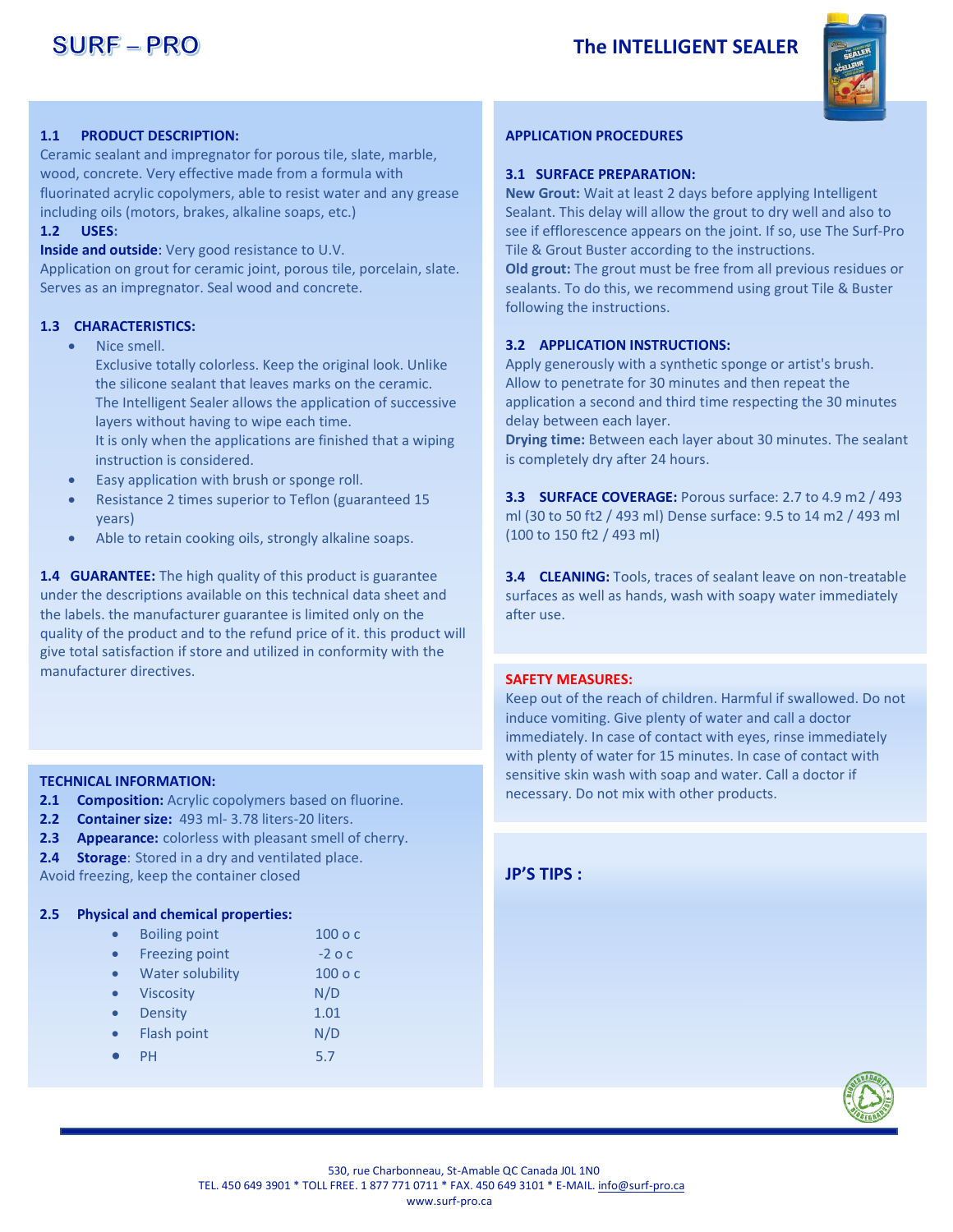# SURF – PRO

## The INTELLIGENT SEALER

### 1.1 PRODUCT DESCRIPTION:

Ceramic sealant and impregnator for porous tile, slate, marble, wood, concrete. Very effective made from a formula with fluorinated acrylic copolymers, able to resist water and any grease including oils (motors, brakes, alkaline soaps, etc.)

### 1.2 USES:

**Inside and outside**: Very good resistance to U.V.
Application on grout for ceramic joint, porous tile, porcelain, slate. Serves as an impregnator. Seal wood and concrete.

### 1.3 CHARACTERISTICS:

- Nice smell.
  Exclusive totally colorless. Keep the original look. Unlike the silicone sealant that leaves marks on the ceramic.
  The Intelligent Sealer allows the application of successive layers without having to wipe each time.
  It is only when the applications are finished that a wiping instruction is considered.
- Easy application with brush or sponge roll.
- Resistance 2 times superior to Teflon (guaranteed 15 years)
- Able to retain cooking oils, strongly alkaline soaps.

**1.4 GUARANTEE:** The high quality of this product is guarantee under the descriptions available on this technical data sheet and the labels. the manufacturer guarantee is limited only on the quality of the product and to the refund price of it. this product will give total satisfaction if store and utilized in conformity with the manufacturer directives.

### TECHNICAL INFORMATION:

**2.1 Composition:** Acrylic copolymers based on fluorine.
**2.2 Container size:** 493 ml- 3.78 liters-20 liters.
**2.3 Appearance:** colorless with pleasant smell of cherry.
**2.4 Storage**: Stored in a dry and ventilated place.
Avoid freezing, keep the container closed

**2.5 Physical and chemical properties:**

- Boiling point 100 o c
- Freezing point -2 o c
- Water solubility 100 o c
- Viscosity N/D
- Density 1.01
- Flash point N/D
- PH 5.7

### APPLICATION PROCEDURES

### 3.1 SURFACE PREPARATION:

**New Grout:** Wait at least 2 days before applying Intelligent Sealant. This delay will allow the grout to dry well and also to see if efflorescence appears on the joint. If so, use The Surf-Pro Tile & Grout Buster according to the instructions.
**Old grout:** The grout must be free from all previous residues or sealants. To do this, we recommend using grout Tile & Buster following the instructions.

### 3.2 APPLICATION INSTRUCTIONS:

Apply generously with a synthetic sponge or artist's brush. Allow to penetrate for 30 minutes and then repeat the application a second and third time respecting the 30 minutes delay between each layer.
**Drying time:** Between each layer about 30 minutes. The sealant is completely dry after 24 hours.

**3.3 SURFACE COVERAGE:** Porous surface: 2.7 to 4.9 m2 / 493 ml (30 to 50 ft2 / 493 ml) Dense surface: 9.5 to 14 m2 / 493 ml (100 to 150 ft2 / 493 ml)

**3.4 CLEANING:** Tools, traces of sealant leave on non-treatable surfaces as well as hands, wash with soapy water immediately after use.

### SAFETY MEASURES:

Keep out of the reach of children. Harmful if swallowed. Do not induce vomiting. Give plenty of water and call a doctor immediately. In case of contact with eyes, rinse immediately with plenty of water for 15 minutes. In case of contact with sensitive skin wash with soap and water. Call a doctor if necessary. Do not mix with other products.

### JP'S TIPS :

530, rue Charbonneau, St-Amable QC Canada J0L 1N0
TEL. 450 649 3901 * TOLL FREE. 1 877 771 0711 * FAX. 450 649 3101 * E-MAIL. info@surf-pro.ca
www.surf-pro.ca